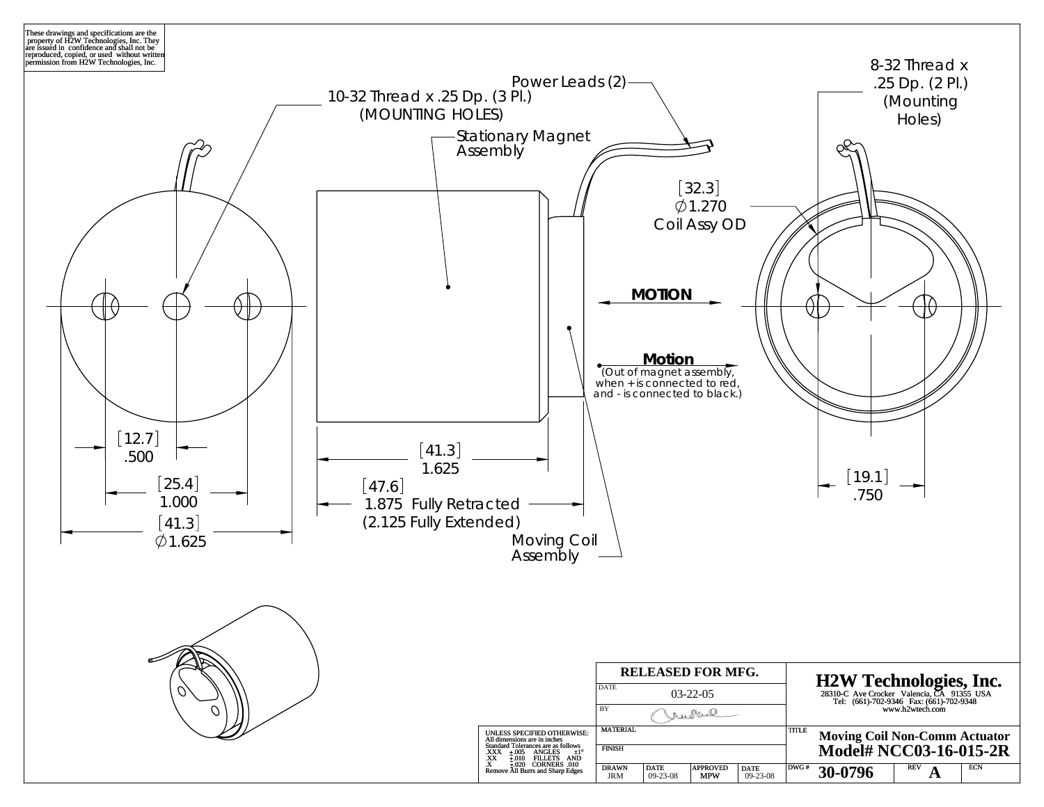These drawings and specifications are the property of H2W Technologies, Inc. They are issued in confidence and shall not be reproduced, copied, or used without written permission from H2W Technologies, Inc.

10-32 Thread x .25 Dp. (3 Pl.)
(MOUNTING HOLES)

Power Leads (2)

Stationary Magnet Assembly

8-32 Thread x .25 Dp. (2 Pl.)
(Mounting Holes)

[32.3]
∅1.270
Coil Assy OD

**MOTION**

**Motion**
(Out of magnet assembly, when + is connected to red, and - is connected to black.)

[12.7]
.500

[25.4]
1.000

[41.3]
∅1.625

[41.3]
1.625

[47.6]
1.875 Fully Retracted
(2.125 Fully Extended)

Moving Coil Assembly

[19.1]
.750

| RELEASED FOR MFG. | | | |
|---|---|---|---|
| DATE 03-22-05 | | | |
| BY | | | |
| MATERIAL | | | |
| FINISH | | | |
| DRAWN JRM | DATE 09-23-08 | APPROVED MPW | DATE 09-23-08 |

UNLESS SPECIFIED OTHERWISE:
All dimensions are in inches
Standard Tolerances are as follows
.XXX ±.005 ANGLES ±1°
.XX ±.010 FILLETS AND
.X ±.020 CORNERS .010
Remove All Burrs and Sharp Edges

**H2W Technologies, Inc.**
28310-C Ave Crocker Valencia, CA 91355 USA
Tel: (661)-702-9346 Fax: (661)-702-9348
www.h2wtech.com

TITLE **Moving Coil Non-Comm Actuator**
**Model# NCC03-16-015-2R**

DWG # **30-0796** REV **A** ECN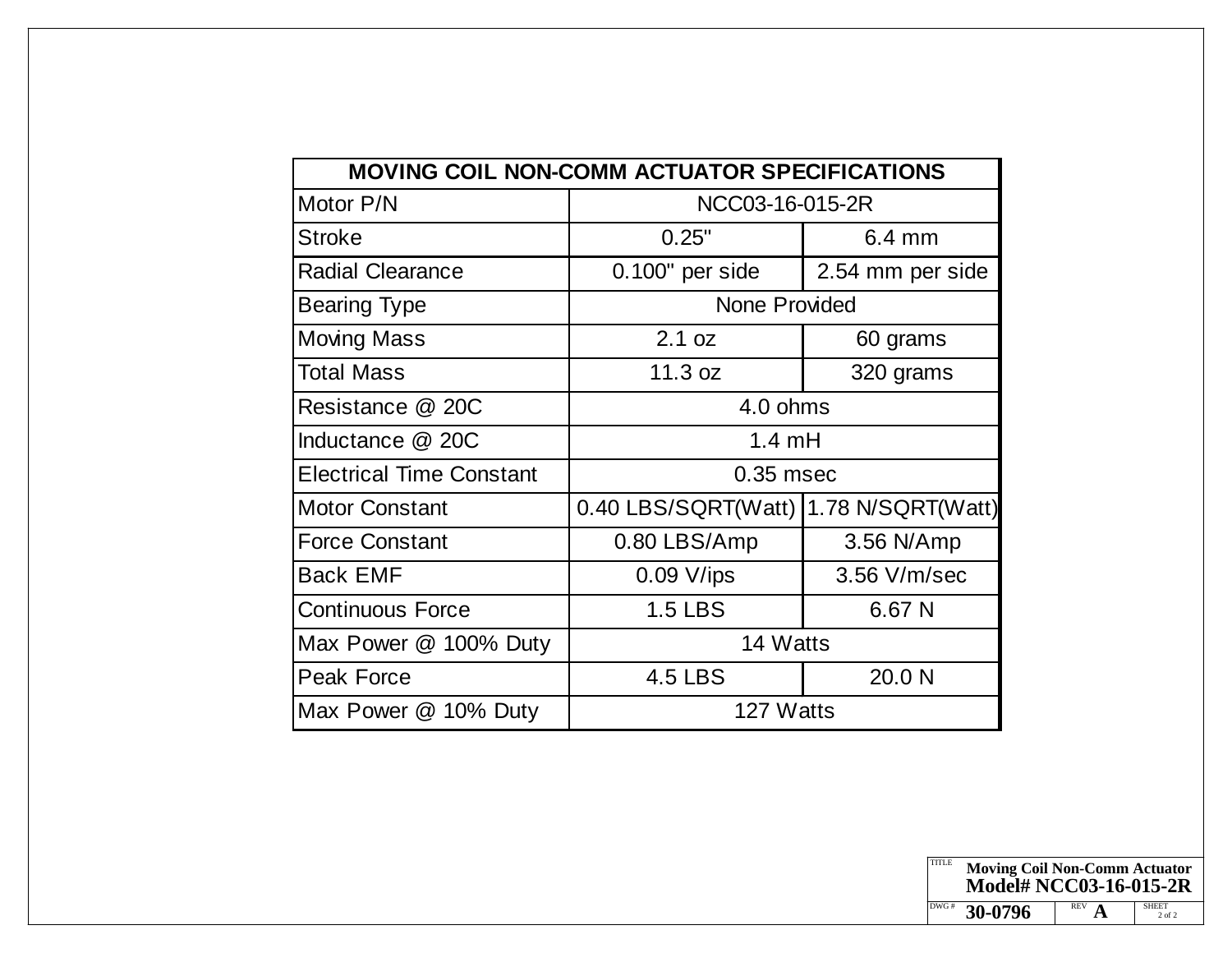| MOVING COIL NON-COMM ACTUATOR SPECIFICATIONS | | |
|---|---|---|
| Motor P/N | NCC03-16-015-2R | |
| Stroke | 0.25" | 6.4 mm |
| Radial Clearance | 0.100" per side | 2.54 mm per side |
| Bearing Type | None Provided | |
| Moving Mass | 2.1 oz | 60 grams |
| Total Mass | 11.3 oz | 320 grams |
| Resistance @ 20C | 4.0 ohms | |
| Inductance @ 20C | 1.4 mH | |
| Electrical Time Constant | 0.35 msec | |
| Motor Constant | 0.40 LBS/SQRT(Watt) | 1.78 N/SQRT(Watt) |
| Force Constant | 0.80 LBS/Amp | 3.56 N/Amp |
| Back EMF | 0.09 V/ips | 3.56 V/m/sec |
| Continuous Force | 1.5 LBS | 6.67 N |
| Max Power @ 100% Duty | 14 Watts | |
| Peak Force | 4.5 LBS | 20.0 N |
| Max Power @ 10% Duty | 127 Watts | |

| | |
|---|---|
| TITLE | **Moving Coil Non-Comm Actuator**<br>**Model# NCC03-16-015-2R** |
| DWG # | **30-0796** |
| REV | **A** |